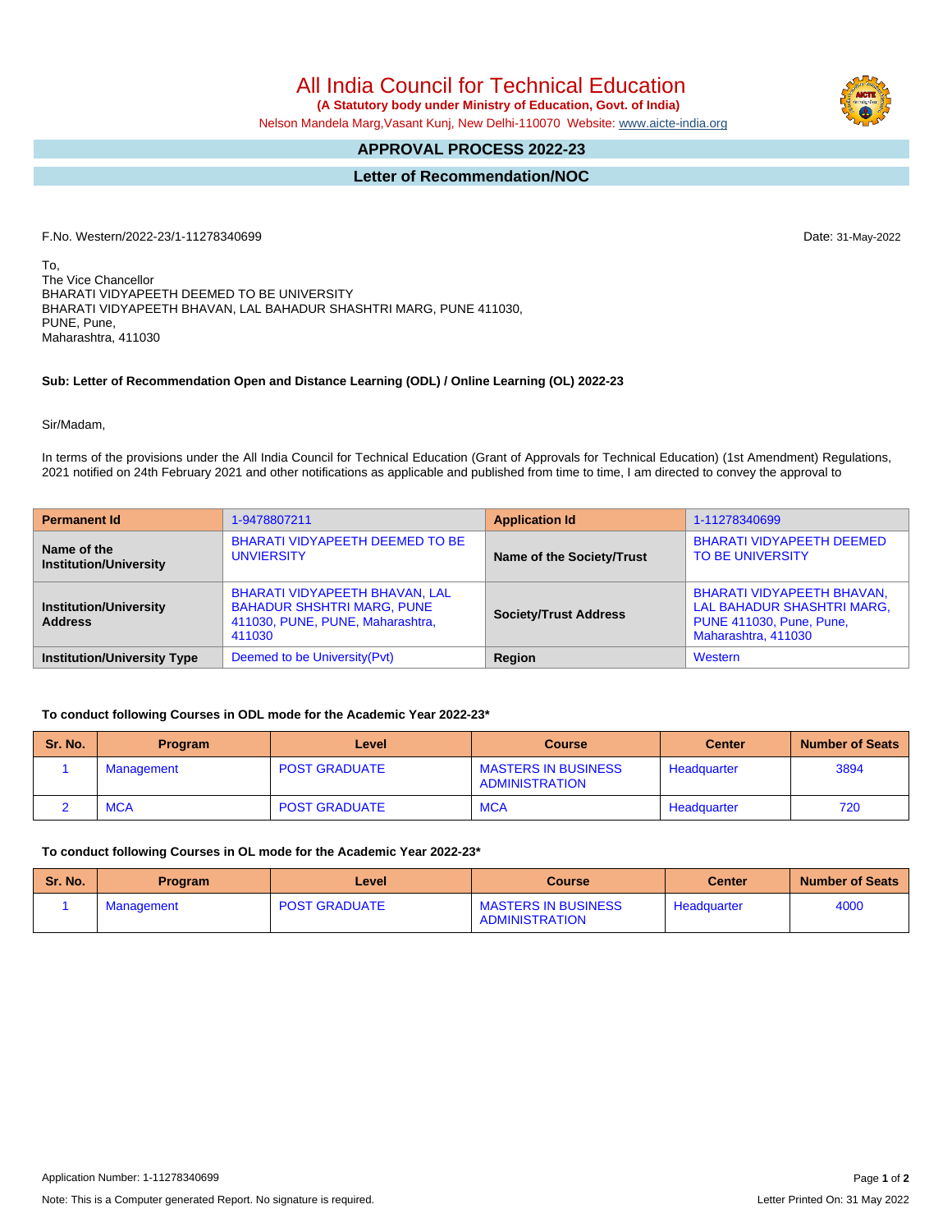# All India Council for Technical Education

**(A Statutory body under Ministry of Education, Govt. of India)**

Nelson Mandela Marg,Vasant Kunj, New Delhi-110070 Website: www.aicte-india.org

## APPROVAL PROCESS 2022-23

## Letter of Recommendation/NOC

F.No. Western/2022-23/1-11278340699

Date: 31-May-2022

To,
The Vice Chancellor
BHARATI VIDYAPEETH DEEMED TO BE UNIVERSITY
BHARATI VIDYAPEETH BHAVAN, LAL BAHADUR SHASHTRI MARG, PUNE 411030,
PUNE, Pune,
Maharashtra, 411030

**Sub: Letter of Recommendation Open and Distance Learning (ODL) / Online Learning (OL) 2022-23**

Sir/Madam,

In terms of the provisions under the All India Council for Technical Education (Grant of Approvals for Technical Education) (1st Amendment) Regulations, 2021 notified on 24th February 2021 and other notifications as applicable and published from time to time, I am directed to convey the approval to

| **Permanent Id** | 1-9478807211 | **Application Id** | 1-11278340699 |
|---|---|---|---|
| **Name of the Institution/University** | BHARATI VIDYAPEETH DEEMED TO BE UNVIERSITY | **Name of the Society/Trust** | BHARATI VIDYAPEETH DEEMED TO BE UNIVERSITY |
| **Institution/University Address** | BHARATI VIDYAPEETH BHAVAN, LAL BAHADUR SHSHTRI MARG, PUNE 411030, PUNE, PUNE, Maharashtra, 411030 | **Society/Trust Address** | BHARATI VIDYAPEETH BHAVAN, LAL BAHADUR SHASHTRI MARG, PUNE 411030, Pune, Pune, Maharashtra, 411030 |
| **Institution/University Type** | Deemed to be University(Pvt) | **Region** | Western |

**To conduct following Courses in ODL mode for the Academic Year 2022-23***

| Sr. No. | Program | Level | Course | Center | Number of Seats |
|---|---|---|---|---|---|
| 1 | Management | POST GRADUATE | MASTERS IN BUSINESS ADMINISTRATION | Headquarter | 3894 |
| 2 | MCA | POST GRADUATE | MCA | Headquarter | 720 |

**To conduct following Courses in OL mode for the Academic Year 2022-23***

| Sr. No. | Program | Level | Course | Center | Number of Seats |
|---|---|---|---|---|---|
| 1 | Management | POST GRADUATE | MASTERS IN BUSINESS ADMINISTRATION | Headquarter | 4000 |

Application Number: 1-11278340699

Note: This is a Computer generated Report. No signature is required.

Letter Printed On: 31 May 2022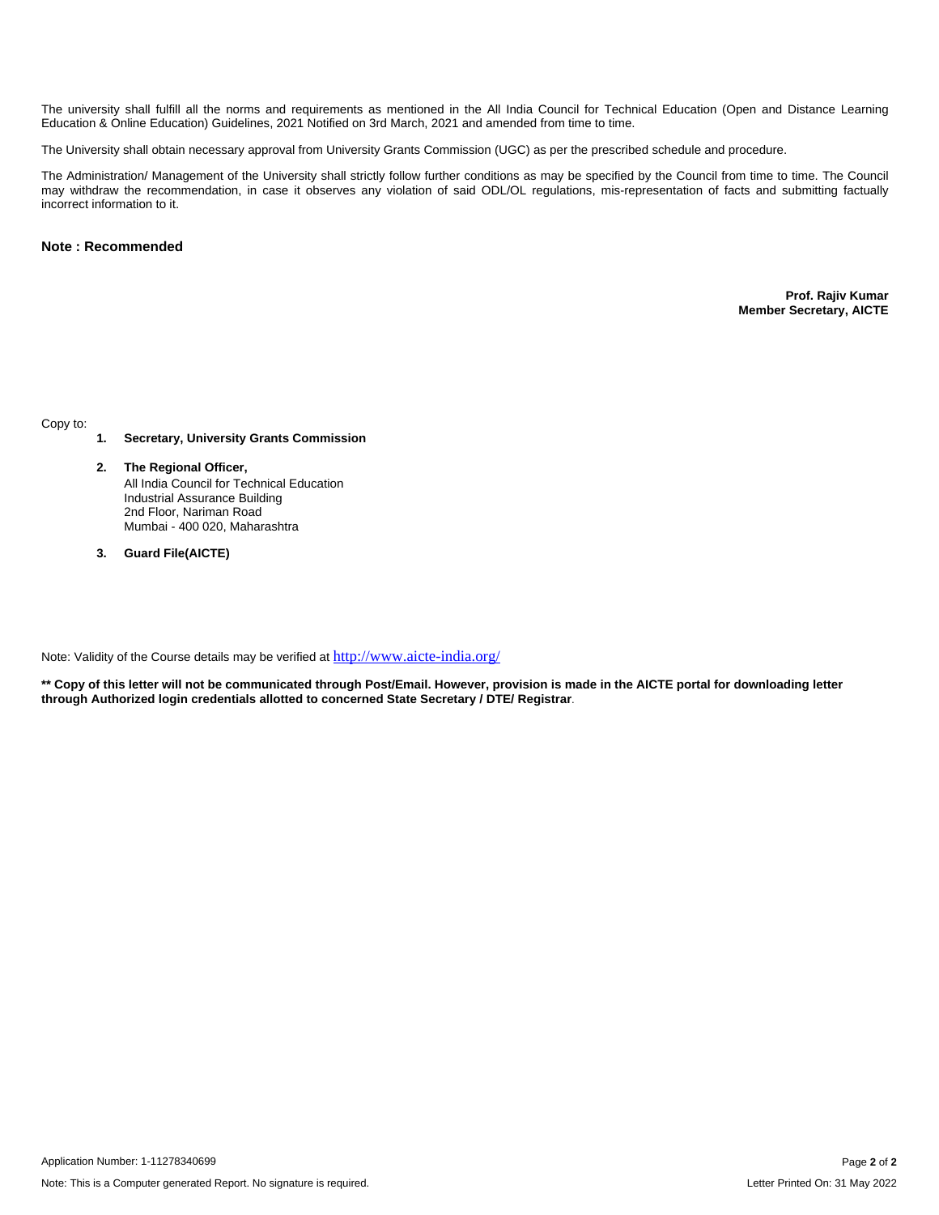The university shall fulfill all the norms and requirements as mentioned in the All India Council for Technical Education (Open and Distance Learning Education & Online Education) Guidelines, 2021 Notified on 3rd March, 2021 and amended from time to time.

The University shall obtain necessary approval from University Grants Commission (UGC) as per the prescribed schedule and procedure.

The Administration/ Management of the University shall strictly follow further conditions as may be specified by the Council from time to time. The Council may withdraw the recommendation, in case it observes any violation of said ODL/OL regulations, mis-representation of facts and submitting factually incorrect information to it.

**Note : Recommended**

**Prof. Rajiv Kumar**
**Member Secretary, AICTE**

Copy to:

1. **Secretary, University Grants Commission**

2. **The Regional Officer,**
   All India Council for Technical Education
   Industrial Assurance Building
   2nd Floor, Nariman Road
   Mumbai - 400 020, Maharashtra

3. **Guard File(AICTE)**

Note: Validity of the Course details may be verified at http://www.aicte-india.org/

**** Copy of this letter will not be communicated through Post/Email. However, provision is made in the AICTE portal for downloading letter through Authorized login credentials allotted to concerned State Secretary / DTE/ Registrar**.

Application Number: 1-11278340699

Note: This is a Computer generated Report. No signature is required.

Letter Printed On: 31 May 2022